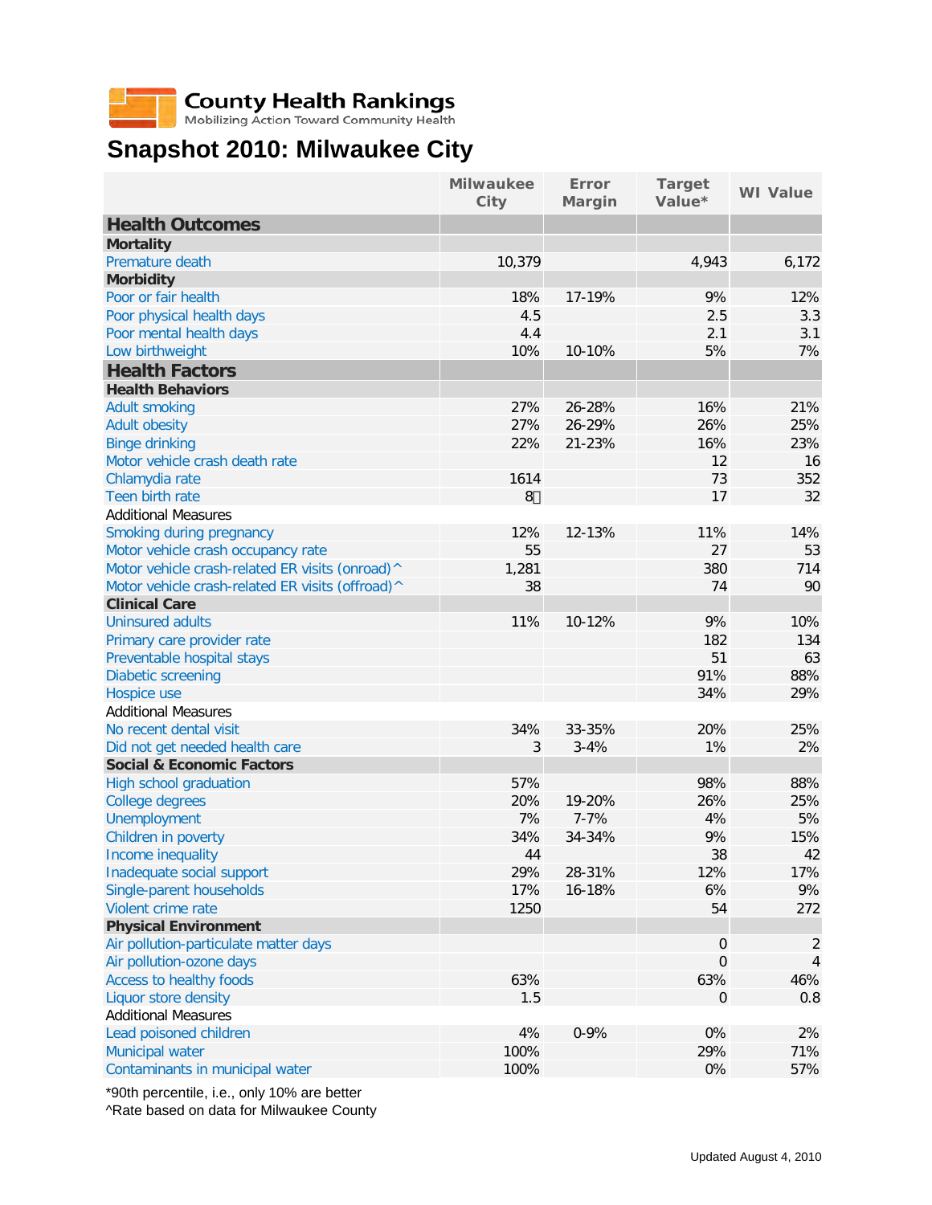**County Health Rankings**
Mobilizing Action Toward Community Health

# Snapshot 2010: Milwaukee City

| | Milwaukee City | Error Margin | Target Value* | WI Value |
|---|---|---|---|---|
| **Health Outcomes** | | | | |
| **Mortality** | | | | |
| Premature death | 10,379 | | 4,943 | 6,172 |
| **Morbidity** | | | | |
| Poor or fair health | 18% | 17-19% | 9% | 12% |
| Poor physical health days | 4.5 | | 2.5 | 3.3 |
| Poor mental health days | 4.4 | | 2.1 | 3.1 |
| Low birthweight | 10% | 10-10% | 5% | 7% |
| **Health Factors** | | | | |
| **Health Behaviors** | | | | |
| Adult smoking | 27% | 26-28% | 16% | 21% |
| Adult obesity | 27% | 26-29% | 26% | 25% |
| Binge drinking | 22% | 21-23% | 16% | 23% |
| Motor vehicle crash death rate | | | 12 | 16 |
| Chlamydia rate | 1614 | | 73 | 352 |
| Teen birth rate | 8 | | 17 | 32 |
| Additional Measures | | | | |
| Smoking during pregnancy | 12% | 12-13% | 11% | 14% |
| Motor vehicle crash occupancy rate | 55 | | 27 | 53 |
| Motor vehicle crash-related ER visits (onroad)^ | 1,281 | | 380 | 714 |
| Motor vehicle crash-related ER visits (offroad)^ | 38 | | 74 | 90 |
| **Clinical Care** | | | | |
| Uninsured adults | 11% | 10-12% | 9% | 10% |
| Primary care provider rate | | | 182 | 134 |
| Preventable hospital stays | | | 51 | 63 |
| Diabetic screening | | | 91% | 88% |
| Hospice use | | | 34% | 29% |
| Additional Measures | | | | |
| No recent dental visit | 34% | 33-35% | 20% | 25% |
| Did not get needed health care | 3 | 3-4% | 1% | 2% |
| **Social & Economic Factors** | | | | |
| High school graduation | 57% | | 98% | 88% |
| College degrees | 20% | 19-20% | 26% | 25% |
| Unemployment | 7% | 7-7% | 4% | 5% |
| Children in poverty | 34% | 34-34% | 9% | 15% |
| Income inequality | 44 | | 38 | 42 |
| Inadequate social support | 29% | 28-31% | 12% | 17% |
| Single-parent households | 17% | 16-18% | 6% | 9% |
| Violent crime rate | 1250 | | 54 | 272 |
| **Physical Environment** | | | | |
| Air pollution-particulate matter days | | | 0 | 2 |
| Air pollution-ozone days | | | 0 | 4 |
| Access to healthy foods | 63% | | 63% | 46% |
| Liquor store density | 1.5 | | 0 | 0.8 |
| Additional Measures | | | | |
| Lead poisoned children | 4% | 0-9% | 0% | 2% |
| Municipal water | 100% | | 29% | 71% |
| Contaminants in municipal water | 100% | | 0% | 57% |

*90th percentile, i.e., only 10% are better
^Rate based on data for Milwaukee County

Updated August 4, 2010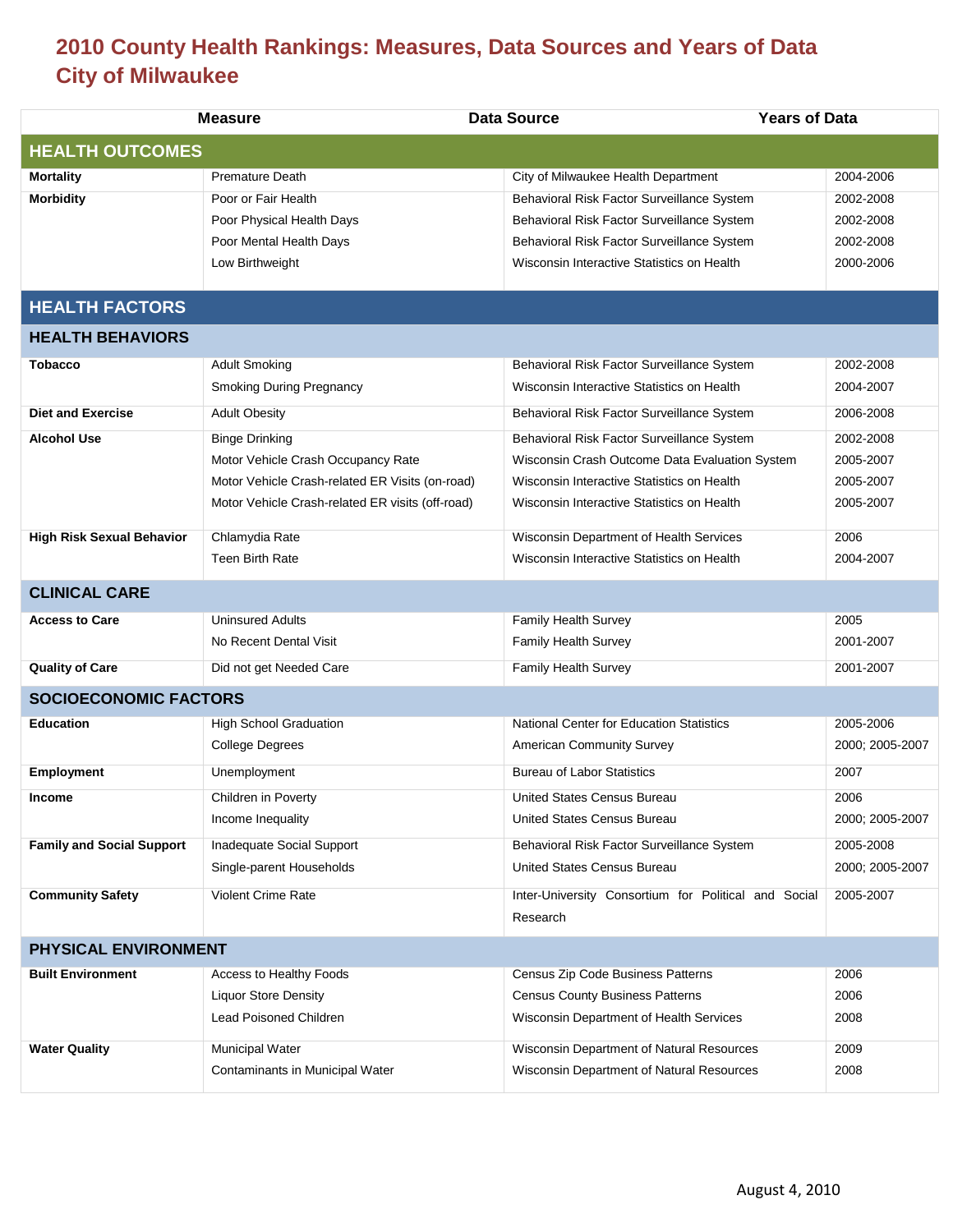# 2010 County Health Rankings: Measures, Data Sources and Years of Data
# City of Milwaukee

| | Measure | Data Source | Years of Data |
|---|---|---|---|
| **HEALTH OUTCOMES** | | | |
| **Mortality** | Premature Death | City of Milwaukee Health Department | 2004-2006 |
| **Morbidity** | Poor or Fair Health | Behavioral Risk Factor Surveillance System | 2002-2008 |
| | Poor Physical Health Days | Behavioral Risk Factor Surveillance System | 2002-2008 |
| | Poor Mental Health Days | Behavioral Risk Factor Surveillance System | 2002-2008 |
| | Low Birthweight | Wisconsin Interactive Statistics on Health | 2000-2006 |
| **HEALTH FACTORS** | | | |
| **HEALTH BEHAVIORS** | | | |
| **Tobacco** | Adult Smoking | Behavioral Risk Factor Surveillance System | 2002-2008 |
| | Smoking During Pregnancy | Wisconsin Interactive Statistics on Health | 2004-2007 |
| **Diet and Exercise** | Adult Obesity | Behavioral Risk Factor Surveillance System | 2006-2008 |
| **Alcohol Use** | Binge Drinking | Behavioral Risk Factor Surveillance System | 2002-2008 |
| | Motor Vehicle Crash Occupancy Rate | Wisconsin Crash Outcome Data Evaluation System | 2005-2007 |
| | Motor Vehicle Crash-related ER Visits (on-road) | Wisconsin Interactive Statistics on Health | 2005-2007 |
| | Motor Vehicle Crash-related ER visits (off-road) | Wisconsin Interactive Statistics on Health | 2005-2007 |
| **High Risk Sexual Behavior** | Chlamydia Rate | Wisconsin Department of Health Services | 2006 |
| | Teen Birth Rate | Wisconsin Interactive Statistics on Health | 2004-2007 |
| **CLINICAL CARE** | | | |
| **Access to Care** | Uninsured Adults | Family Health Survey | 2005 |
| | No Recent Dental Visit | Family Health Survey | 2001-2007 |
| **Quality of Care** | Did not get Needed Care | Family Health Survey | 2001-2007 |
| **SOCIOECONOMIC FACTORS** | | | |
| **Education** | High School Graduation | National Center for Education Statistics | 2005-2006 |
| | College Degrees | American Community Survey | 2000; 2005-2007 |
| **Employment** | Unemployment | Bureau of Labor Statistics | 2007 |
| **Income** | Children in Poverty | United States Census Bureau | 2006 |
| | Income Inequality | United States Census Bureau | 2000; 2005-2007 |
| **Family and Social Support** | Inadequate Social Support | Behavioral Risk Factor Surveillance System | 2005-2008 |
| | Single-parent Households | United States Census Bureau | 2000; 2005-2007 |
| **Community Safety** | Violent Crime Rate | Inter-University Consortium for Political and Social Research | 2005-2007 |
| **PHYSICAL ENVIRONMENT** | | | |
| **Built Environment** | Access to Healthy Foods | Census Zip Code Business Patterns | 2006 |
| | Liquor Store Density | Census County Business Patterns | 2006 |
| | Lead Poisoned Children | Wisconsin Department of Health Services | 2008 |
| **Water Quality** | Municipal Water | Wisconsin Department of Natural Resources | 2009 |
| | Contaminants in Municipal Water | Wisconsin Department of Natural Resources | 2008 |

August 4, 2010